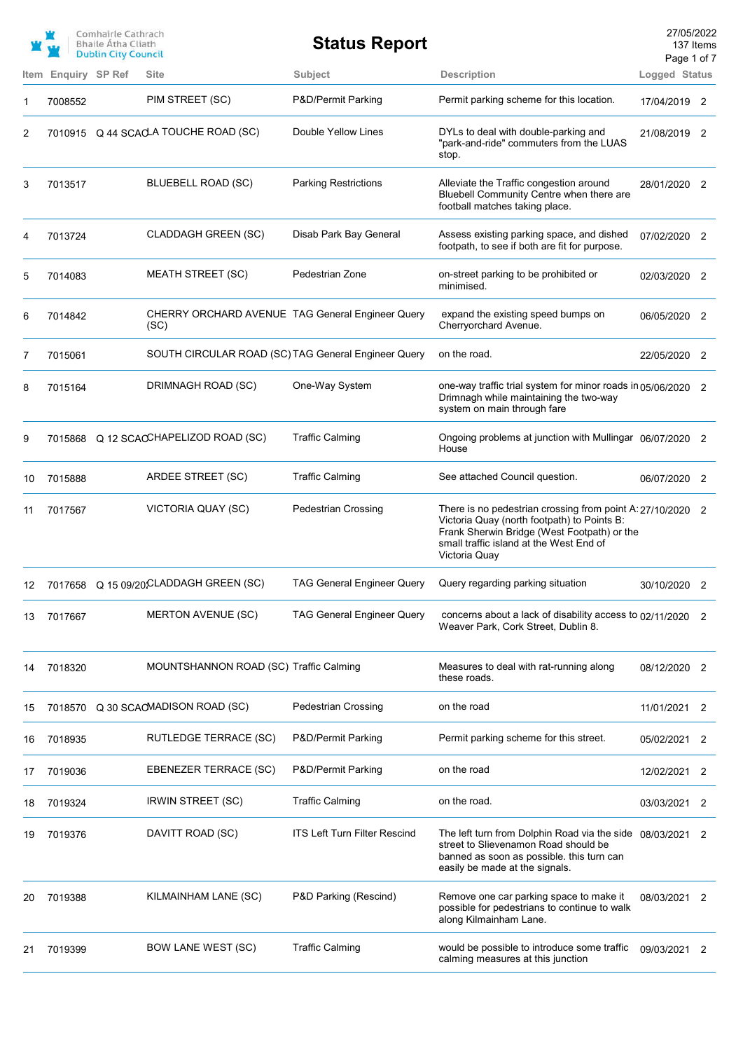Comhairle Cathrach Bhaile Átha Cliath
Dublin City Council

# Status Report

27/05/2022
137 Items

| Item | Enquiry | SP Ref | Site | Subject | Description | Logged | Status |
|---|---|---|---|---|---|---|---|
| 1 | 7008552 | | PIM STREET (SC) | P&D/Permit Parking | Permit parking scheme for this location. | 17/04/2019 | 2 |
| 2 | 7010915 | Q 44 SCAC | LA TOUCHE ROAD (SC) | Double Yellow Lines | DYLs to deal with double-parking and "park-and-ride" commuters from the LUAS stop. | 21/08/2019 | 2 |
| 3 | 7013517 | | BLUEBELL ROAD (SC) | Parking Restrictions | Alleviate the Traffic congestion around Bluebell Community Centre when there are football matches taking place. | 28/01/2020 | 2 |
| 4 | 7013724 | | CLADDAGH GREEN (SC) | Disab Park Bay General | Assess existing parking space, and dished footpath, to see if both are fit for purpose. | 07/02/2020 | 2 |
| 5 | 7014083 | | MEATH STREET (SC) | Pedestrian Zone | on-street parking to be prohibited or minimised. | 02/03/2020 | 2 |
| 6 | 7014842 | | CHERRY ORCHARD AVENUE (SC) | TAG General Engineer Query | expand the existing speed bumps on Cherryorchard Avenue. | 06/05/2020 | 2 |
| 7 | 7015061 | | SOUTH CIRCULAR ROAD (SC) | TAG General Engineer Query | on the road. | 22/05/2020 | 2 |
| 8 | 7015164 | | DRIMNAGH ROAD (SC) | One-Way System | one-way traffic trial system for minor roads in Drimnagh while maintaining the two-way system on main through fare | 05/06/2020 | 2 |
| 9 | 7015868 | Q 12 SCAC | CHAPELIZOD ROAD (SC) | Traffic Calming | Ongoing problems at junction with Mullingar House | 06/07/2020 | 2 |
| 10 | 7015888 | | ARDEE STREET (SC) | Traffic Calming | See attached Council question. | 06/07/2020 | 2 |
| 11 | 7017567 | | VICTORIA QUAY (SC) | Pedestrian Crossing | There is no pedestrian crossing from point A: Victoria Quay (north footpath) to Points B: Frank Sherwin Bridge (West Footpath) or the small traffic island at the West End of Victoria Quay | 27/10/2020 | 2 |
| 12 | 7017658 | Q 15 09/20 | CLADDAGH GREEN (SC) | TAG General Engineer Query | Query regarding parking situation | 30/10/2020 | 2 |
| 13 | 7017667 | | MERTON AVENUE (SC) | TAG General Engineer Query | concerns about a lack of disability access to Weaver Park, Cork Street, Dublin 8. | 02/11/2020 | 2 |
| 14 | 7018320 | | MOUNTSHANNON ROAD (SC) | Traffic Calming | Measures to deal with rat-running along these roads. | 08/12/2020 | 2 |
| 15 | 7018570 | Q 30 SCAC | MADISON ROAD (SC) | Pedestrian Crossing | on the road | 11/01/2021 | 2 |
| 16 | 7018935 | | RUTLEDGE TERRACE (SC) | P&D/Permit Parking | Permit parking scheme for this street. | 05/02/2021 | 2 |
| 17 | 7019036 | | EBENEZER TERRACE (SC) | P&D/Permit Parking | on the road | 12/02/2021 | 2 |
| 18 | 7019324 | | IRWIN STREET (SC) | Traffic Calming | on the road. | 03/03/2021 | 2 |
| 19 | 7019376 | | DAVITT ROAD (SC) | ITS Left Turn Filter Rescind | The left turn from Dolphin Road via the side street to Slievenamon Road should be banned as soon as possible. this turn can easily be made at the signals. | 08/03/2021 | 2 |
| 20 | 7019388 | | KILMAINHAM LANE (SC) | P&D Parking (Rescind) | Remove one car parking space to make it possible for pedestrians to continue to walk along Kilmainham Lane. | 08/03/2021 | 2 |
| 21 | 7019399 | | BOW LANE WEST (SC) | Traffic Calming | would be possible to introduce some traffic calming measures at this junction | 09/03/2021 | 2 |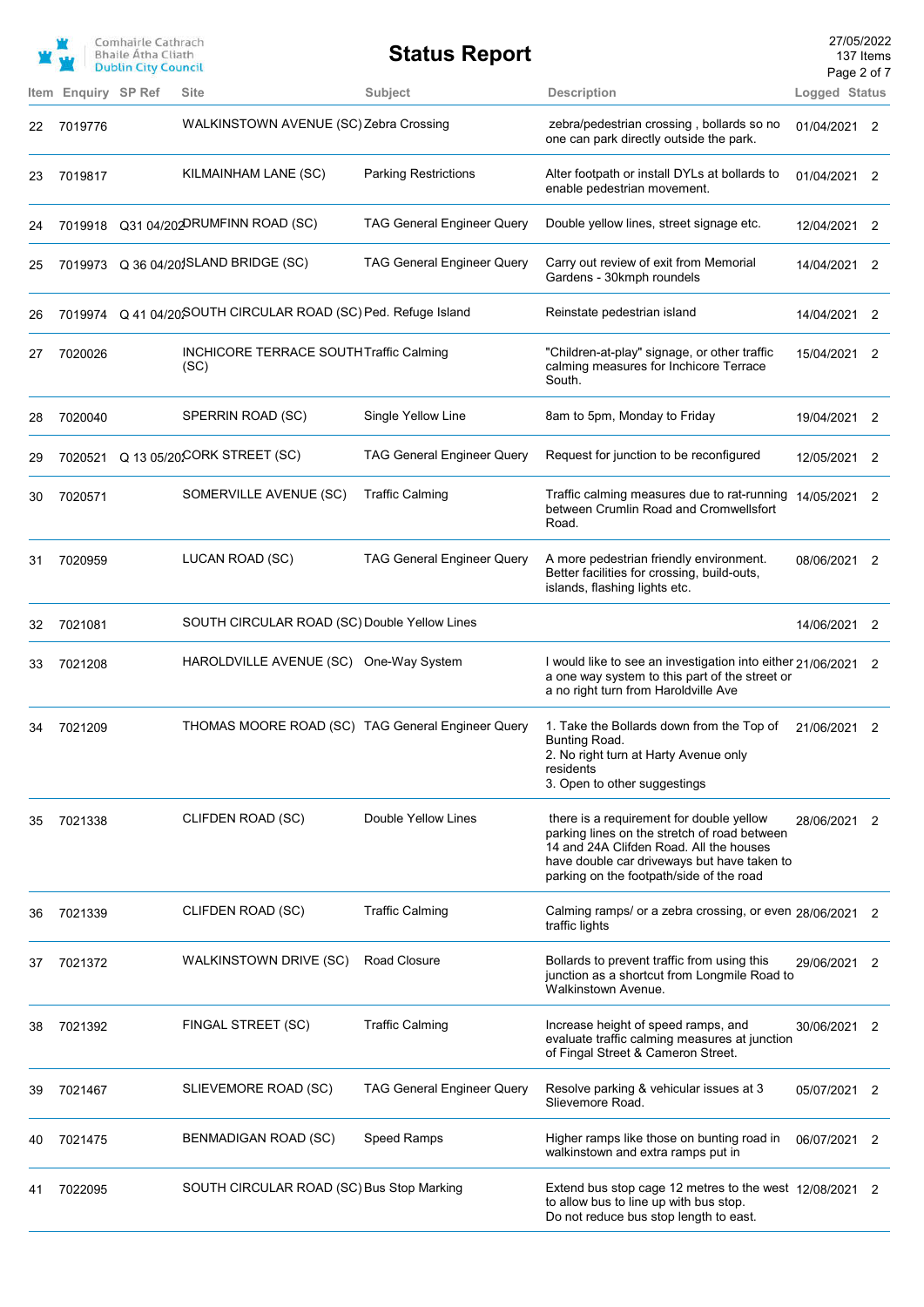# Status Report

| Item | Enquiry | SP Ref | Site | Subject | Description | Logged | Status |
|---|---|---|---|---|---|---|---|
| 22 | 7019776 | | WALKINSTOWN AVENUE (SC) | Zebra Crossing | zebra/pedestrian crossing , bollards so no one can park directly outside the park. | 01/04/2021 | 2 |
| 23 | 7019817 | | KILMAINHAM LANE (SC) | Parking Restrictions | Alter footpath or install DYLs at bollards to enable pedestrian movement. | 01/04/2021 | 2 |
| 24 | 7019918 | Q31 04/202 | DRUMFINN ROAD (SC) | TAG General Engineer Query | Double yellow lines, street signage etc. | 12/04/2021 | 2 |
| 25 | 7019973 | Q 36 04/20 | ISLAND BRIDGE (SC) | TAG General Engineer Query | Carry out review of exit from Memorial Gardens - 30kmph roundels | 14/04/2021 | 2 |
| 26 | 7019974 | Q 41 04/20 | SOUTH CIRCULAR ROAD (SC) | Ped. Refuge Island | Reinstate pedestrian island | 14/04/2021 | 2 |
| 27 | 7020026 | | INCHICORE TERRACE SOUTH (SC) | Traffic Calming | "Children-at-play" signage, or other traffic calming measures for Inchicore Terrace South. | 15/04/2021 | 2 |
| 28 | 7020040 | | SPERRIN ROAD (SC) | Single Yellow Line | 8am to 5pm, Monday to Friday | 19/04/2021 | 2 |
| 29 | 7020521 | Q 13 05/20 | CORK STREET (SC) | TAG General Engineer Query | Request for junction to be reconfigured | 12/05/2021 | 2 |
| 30 | 7020571 | | SOMERVILLE AVENUE (SC) | Traffic Calming | Traffic calming measures due to rat-running between Crumlin Road and Cromwellsfort Road. | 14/05/2021 | 2 |
| 31 | 7020959 | | LUCAN ROAD (SC) | TAG General Engineer Query | A more pedestrian friendly environment. Better facilities for crossing, build-outs, islands, flashing lights etc. | 08/06/2021 | 2 |
| 32 | 7021081 | | SOUTH CIRCULAR ROAD (SC) | Double Yellow Lines | | 14/06/2021 | 2 |
| 33 | 7021208 | | HAROLDVILLE AVENUE (SC) | One-Way System | I would like to see an investigation into either a one way system to this part of the street or a no right turn from Haroldville Ave | 21/06/2021 | 2 |
| 34 | 7021209 | | THOMAS MOORE ROAD (SC) | TAG General Engineer Query | 1. Take the Bollards down from the Top of Bunting Road. 2. No right turn at Harty Avenue only residents 3. Open to other suggestings | 21/06/2021 | 2 |
| 35 | 7021338 | | CLIFDEN ROAD (SC) | Double Yellow Lines | there is a requirement for double yellow parking lines on the stretch of road between 14 and 24A Clifden Road. All the houses have double car driveways but have taken to parking on the footpath/side of the road | 28/06/2021 | 2 |
| 36 | 7021339 | | CLIFDEN ROAD (SC) | Traffic Calming | Calming ramps/ or a zebra crossing, or even traffic lights | 28/06/2021 | 2 |
| 37 | 7021372 | | WALKINSTOWN DRIVE (SC) | Road Closure | Bollards to prevent traffic from using this junction as a shortcut from Longmile Road to Walkinstown Avenue. | 29/06/2021 | 2 |
| 38 | 7021392 | | FINGAL STREET (SC) | Traffic Calming | Increase height of speed ramps, and evaluate traffic calming measures at junction of Fingal Street & Cameron Street. | 30/06/2021 | 2 |
| 39 | 7021467 | | SLIEVEMORE ROAD (SC) | TAG General Engineer Query | Resolve parking & vehicular issues at 3 Slievemore Road. | 05/07/2021 | 2 |
| 40 | 7021475 | | BENMADIGAN ROAD (SC) | Speed Ramps | Higher ramps like those on bunting road in walkinstown and extra ramps put in | 06/07/2021 | 2 |
| 41 | 7022095 | | SOUTH CIRCULAR ROAD (SC) | Bus Stop Marking | Extend bus stop cage 12 metres to the west to allow bus to line up with bus stop. Do not reduce bus stop length to east. | 12/08/2021 | 2 |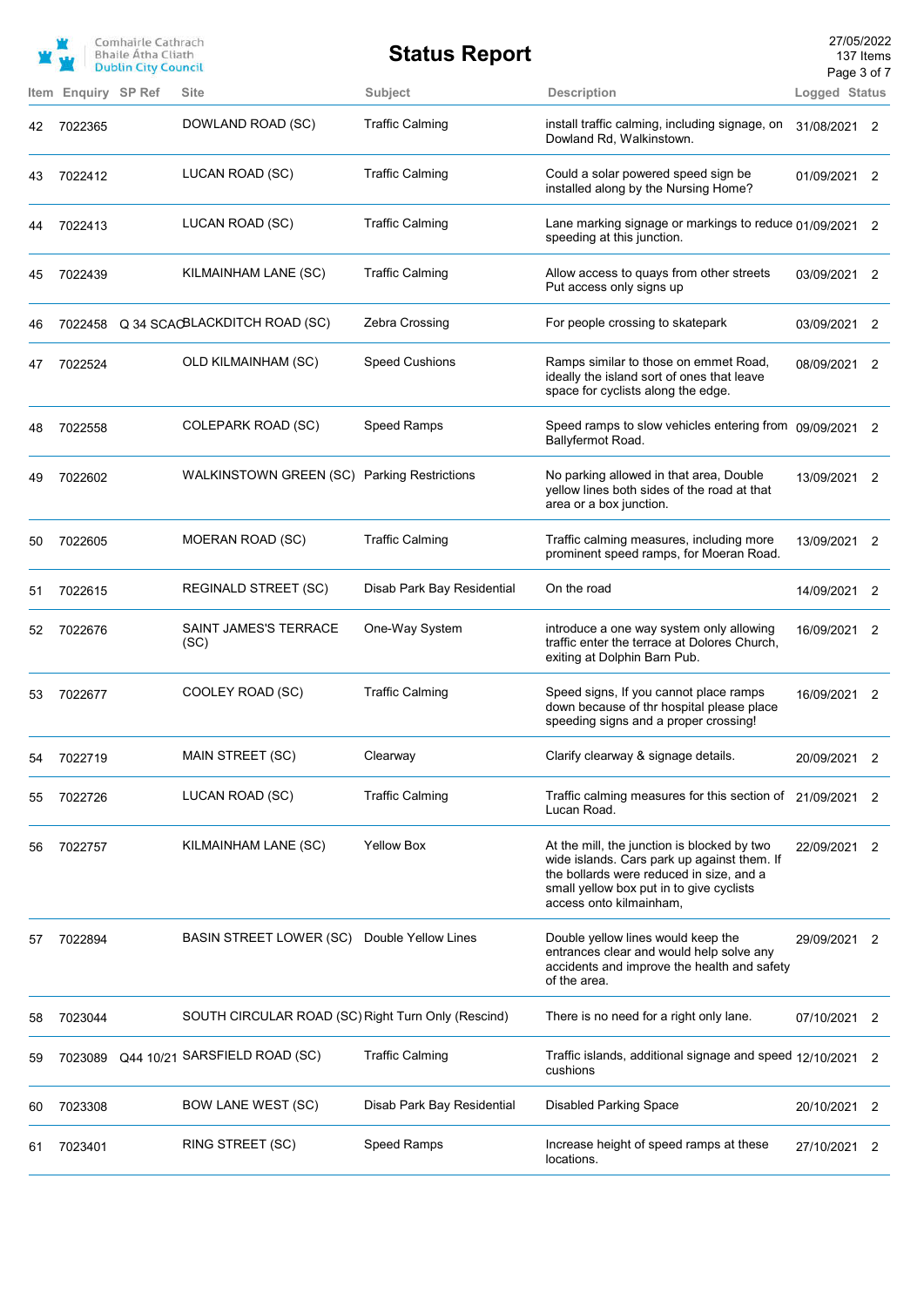# Status Report

Comhairle Cathrach Bhaile Átha Cliath
Dublin City Council

27/05/2022
137 Items

| Item | Enquiry | SP Ref | Site | Subject | Description | Logged | Status |
|---|---|---|---|---|---|---|---|
| 42 | 7022365 | | DOWLAND ROAD (SC) | Traffic Calming | install traffic calming, including signage, on Dowland Rd, Walkinstown. | 31/08/2021 | 2 |
| 43 | 7022412 | | LUCAN ROAD (SC) | Traffic Calming | Could a solar powered speed sign be installed along by the Nursing Home? | 01/09/2021 | 2 |
| 44 | 7022413 | | LUCAN ROAD (SC) | Traffic Calming | Lane marking signage or markings to reduce speeding at this junction. | 01/09/2021 | 2 |
| 45 | 7022439 | | KILMAINHAM LANE (SC) | Traffic Calming | Allow access to quays from other streets Put access only signs up | 03/09/2021 | 2 |
| 46 | 7022458 | Q 34 SCAC | BLACKDITCH ROAD (SC) | Zebra Crossing | For people crossing to skatepark | 03/09/2021 | 2 |
| 47 | 7022524 | | OLD KILMAINHAM (SC) | Speed Cushions | Ramps similar to those on emmet Road, ideally the island sort of ones that leave space for cyclists along the edge. | 08/09/2021 | 2 |
| 48 | 7022558 | | COLEPARK ROAD (SC) | Speed Ramps | Speed ramps to slow vehicles entering from Ballyfermot Road. | 09/09/2021 | 2 |
| 49 | 7022602 | | WALKINSTOWN GREEN (SC) | Parking Restrictions | No parking allowed in that area, Double yellow lines both sides of the road at that area or a box junction. | 13/09/2021 | 2 |
| 50 | 7022605 | | MOERAN ROAD (SC) | Traffic Calming | Traffic calming measures, including more prominent speed ramps, for Moeran Road. | 13/09/2021 | 2 |
| 51 | 7022615 | | REGINALD STREET (SC) | Disab Park Bay Residential | On the road | 14/09/2021 | 2 |
| 52 | 7022676 | | SAINT JAMES'S TERRACE (SC) | One-Way System | introduce a one way system only allowing traffic enter the terrace at Dolores Church, exiting at Dolphin Barn Pub. | 16/09/2021 | 2 |
| 53 | 7022677 | | COOLEY ROAD (SC) | Traffic Calming | Speed signs, If you cannot place ramps down because of thr hospital please place speeding signs and a proper crossing! | 16/09/2021 | 2 |
| 54 | 7022719 | | MAIN STREET (SC) | Clearway | Clarify clearway & signage details. | 20/09/2021 | 2 |
| 55 | 7022726 | | LUCAN ROAD (SC) | Traffic Calming | Traffic calming measures for this section of Lucan Road. | 21/09/2021 | 2 |
| 56 | 7022757 | | KILMAINHAM LANE (SC) | Yellow Box | At the mill, the junction is blocked by two wide islands. Cars park up against them. If the bollards were reduced in size, and a small yellow box put in to give cyclists access onto kilmainham, | 22/09/2021 | 2 |
| 57 | 7022894 | | BASIN STREET LOWER (SC) | Double Yellow Lines | Double yellow lines would keep the entrances clear and would help solve any accidents and improve the health and safety of the area. | 29/09/2021 | 2 |
| 58 | 7023044 | | SOUTH CIRCULAR ROAD (SC) | Right Turn Only (Rescind) | There is no need for a right only lane. | 07/10/2021 | 2 |
| 59 | 7023089 | Q44 10/21 | SARSFIELD ROAD (SC) | Traffic Calming | Traffic islands, additional signage and speed cushions | 12/10/2021 | 2 |
| 60 | 7023308 | | BOW LANE WEST (SC) | Disab Park Bay Residential | Disabled Parking Space | 20/10/2021 | 2 |
| 61 | 7023401 | | RING STREET (SC) | Speed Ramps | Increase height of speed ramps at these locations. | 27/10/2021 | 2 |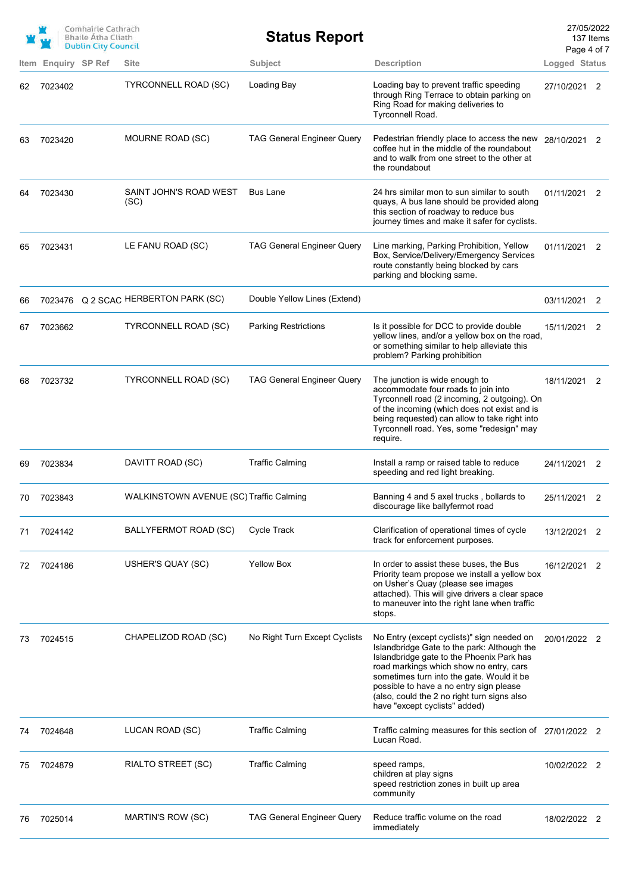| Item | Enquiry | SP Ref | Site | Subject | Description | Logged | Status |
|---|---|---|---|---|---|---|---|
| 62 | 7023402 | | TYRCONNELL ROAD (SC) | Loading Bay | Loading bay to prevent traffic speeding through Ring Terrace to obtain parking on Ring Road for making deliveries to Tyrconnell Road. | 27/10/2021 | 2 |
| 63 | 7023420 | | MOURNE ROAD (SC) | TAG General Engineer Query | Pedestrian friendly place to access the new coffee hut in the middle of the roundabout and to walk from one street to the other at the roundabout | 28/10/2021 | 2 |
| 64 | 7023430 | | SAINT JOHN'S ROAD WEST (SC) | Bus Lane | 24 hrs similar mon to sun similar to south quays, A bus lane should be provided along this section of roadway to reduce bus journey times and make it safer for cyclists. | 01/11/2021 | 2 |
| 65 | 7023431 | | LE FANU ROAD (SC) | TAG General Engineer Query | Line marking, Parking Prohibition, Yellow Box, Service/Delivery/Emergency Services route constantly being blocked by cars parking and blocking same. | 01/11/2021 | 2 |
| 66 | 7023476 | Q 2 SCAC | HERBERTON PARK (SC) | Double Yellow Lines (Extend) | | 03/11/2021 | 2 |
| 67 | 7023662 | | TYRCONNELL ROAD (SC) | Parking Restrictions | Is it possible for DCC to provide double yellow lines, and/or a yellow box on the road, or something similar to help alleviate this problem? Parking prohibition | 15/11/2021 | 2 |
| 68 | 7023732 | | TYRCONNELL ROAD (SC) | TAG General Engineer Query | The junction is wide enough to accommodate four roads to join into Tyrconnell road (2 incoming, 2 outgoing). On of the incoming (which does not exist and is being requested) can allow to take right into Tyrconnell road. Yes, some "redesign" may require. | 18/11/2021 | 2 |
| 69 | 7023834 | | DAVITT ROAD (SC) | Traffic Calming | Install a ramp or raised table to reduce speeding and red light breaking. | 24/11/2021 | 2 |
| 70 | 7023843 | | WALKINSTOWN AVENUE (SC) | Traffic Calming | Banning 4 and 5 axel trucks , bollards to discourage like ballyfermot road | 25/11/2021 | 2 |
| 71 | 7024142 | | BALLYFERMOT ROAD (SC) | Cycle Track | Clarification of operational times of cycle track for enforcement purposes. | 13/12/2021 | 2 |
| 72 | 7024186 | | USHER'S QUAY (SC) | Yellow Box | In order to assist these buses, the Bus Priority team propose we install a yellow box on Usher's Quay (please see images attached). This will give drivers a clear space to maneuver into the right lane when traffic stops. | 16/12/2021 | 2 |
| 73 | 7024515 | | CHAPELIZOD ROAD (SC) | No Right Turn Except Cyclists | No Entry (except cyclists)" sign needed on Islandbridge Gate to the park: Although the Islandbridge gate to the Phoenix Park has road markings which show no entry, cars sometimes turn into the gate. Would it be possible to have a no entry sign please (also, could the 2 no right turn signs also have "except cyclists" added) | 20/01/2022 | 2 |
| 74 | 7024648 | | LUCAN ROAD (SC) | Traffic Calming | Traffic calming measures for this section of Lucan Road. | 27/01/2022 | 2 |
| 75 | 7024879 | | RIALTO STREET (SC) | Traffic Calming | speed ramps, children at play signs speed restriction zones in built up area community | 10/02/2022 | 2 |
| 76 | 7025014 | | MARTIN'S ROW (SC) | TAG General Engineer Query | Reduce traffic volume on the road immediately | 18/02/2022 | 2 |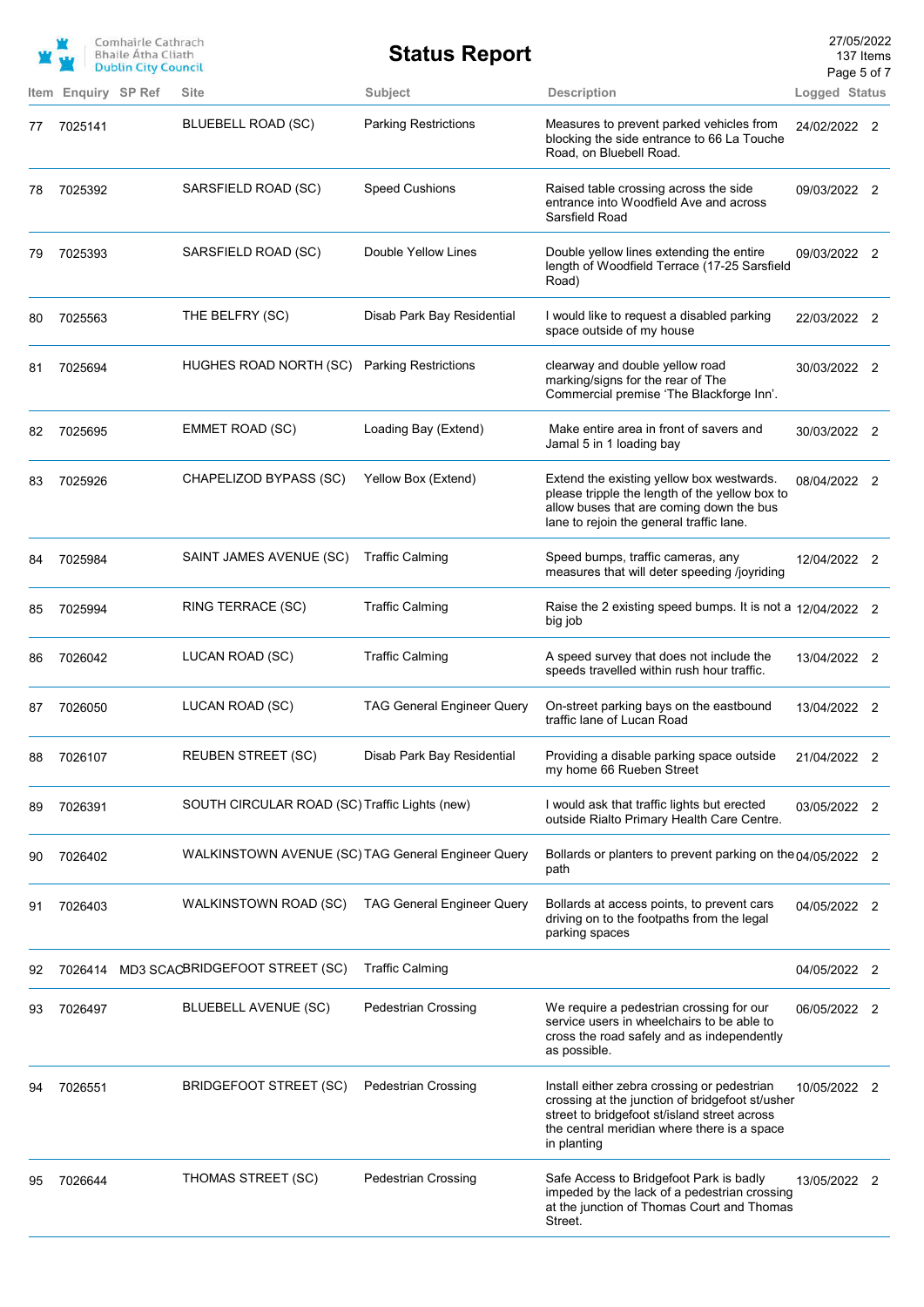# Status Report

27/05/2022
137 Items

| Item | Enquiry | SP Ref | Site | Subject | Description | Logged | Status |
|---|---|---|---|---|---|---|---|
| 77 | 7025141 | | BLUEBELL ROAD (SC) | Parking Restrictions | Measures to prevent parked vehicles from blocking the side entrance to 66 La Touche Road, on Bluebell Road. | 24/02/2022 | 2 |
| 78 | 7025392 | | SARSFIELD ROAD (SC) | Speed Cushions | Raised table crossing across the side entrance into Woodfield Ave and across Sarsfield Road | 09/03/2022 | 2 |
| 79 | 7025393 | | SARSFIELD ROAD (SC) | Double Yellow Lines | Double yellow lines extending the entire length of Woodfield Terrace (17-25 Sarsfield Road) | 09/03/2022 | 2 |
| 80 | 7025563 | | THE BELFRY (SC) | Disab Park Bay Residential | I would like to request a disabled parking space outside of my house | 22/03/2022 | 2 |
| 81 | 7025694 | | HUGHES ROAD NORTH (SC) | Parking Restrictions | clearway and double yellow road marking/signs for the rear of The Commercial premise 'The Blackforge Inn'. | 30/03/2022 | 2 |
| 82 | 7025695 | | EMMET ROAD (SC) | Loading Bay (Extend) | Make entire area in front of savers and Jamal 5 in 1 loading bay | 30/03/2022 | 2 |
| 83 | 7025926 | | CHAPELIZOD BYPASS (SC) | Yellow Box (Extend) | Extend the existing yellow box westwards. please tripple the length of the yellow box to allow buses that are coming down the bus lane to rejoin the general traffic lane. | 08/04/2022 | 2 |
| 84 | 7025984 | | SAINT JAMES AVENUE (SC) | Traffic Calming | Speed bumps, traffic cameras, any measures that will deter speeding /joyriding | 12/04/2022 | 2 |
| 85 | 7025994 | | RING TERRACE (SC) | Traffic Calming | Raise the 2 existing speed bumps. It is not a big job | 12/04/2022 | 2 |
| 86 | 7026042 | | LUCAN ROAD (SC) | Traffic Calming | A speed survey that does not include the speeds travelled within rush hour traffic. | 13/04/2022 | 2 |
| 87 | 7026050 | | LUCAN ROAD (SC) | TAG General Engineer Query | On-street parking bays on the eastbound traffic lane of Lucan Road | 13/04/2022 | 2 |
| 88 | 7026107 | | REUBEN STREET (SC) | Disab Park Bay Residential | Providing a disable parking space outside my home 66 Rueben Street | 21/04/2022 | 2 |
| 89 | 7026391 | | SOUTH CIRCULAR ROAD (SC) | Traffic Lights (new) | I would ask that traffic lights but erected outside Rialto Primary Health Care Centre. | 03/05/2022 | 2 |
| 90 | 7026402 | | WALKINSTOWN AVENUE (SC) | TAG General Engineer Query | Bollards or planters to prevent parking on the path | 04/05/2022 | 2 |
| 91 | 7026403 | | WALKINSTOWN ROAD (SC) | TAG General Engineer Query | Bollards at access points, to prevent cars driving on to the footpaths from the legal parking spaces | 04/05/2022 | 2 |
| 92 | 7026414 | MD3 SCAC | BRIDGEFOOT STREET (SC) | Traffic Calming | | 04/05/2022 | 2 |
| 93 | 7026497 | | BLUEBELL AVENUE (SC) | Pedestrian Crossing | We require a pedestrian crossing for our service users in wheelchairs to be able to cross the road safely and as independently as possible. | 06/05/2022 | 2 |
| 94 | 7026551 | | BRIDGEFOOT STREET (SC) | Pedestrian Crossing | Install either zebra crossing or pedestrian crossing at the junction of bridgefoot st/usher street to bridgefoot st/island street across the central meridian where there is a space in planting | 10/05/2022 | 2 |
| 95 | 7026644 | | THOMAS STREET (SC) | Pedestrian Crossing | Safe Access to Bridgefoot Park is badly impeded by the lack of a pedestrian crossing at the junction of Thomas Court and Thomas Street. | 13/05/2022 | 2 |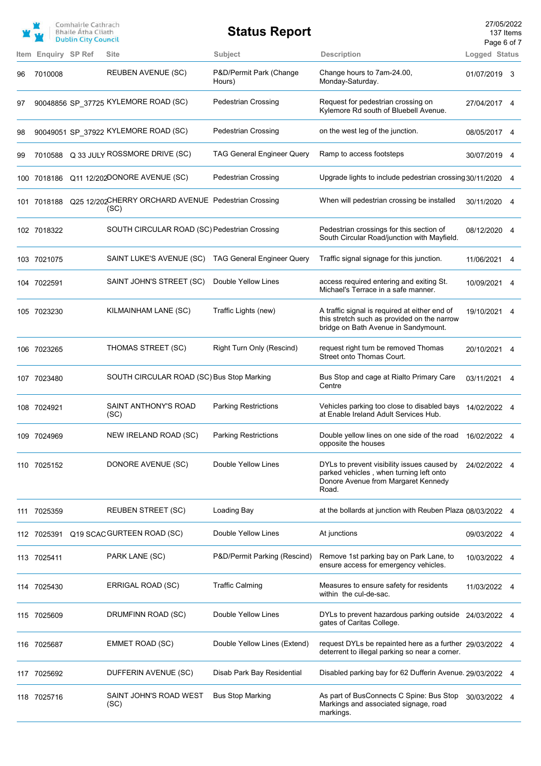# Status Report

Comhairle Cathrach Bhaile Átha Cliath
Dublin City Council

27/05/2022
137 Items

| Item | Enquiry | SP Ref | Site | Subject | Description | Logged | Status |
|---|---|---|---|---|---|---|---|
| 96 | 7010008 | | REUBEN AVENUE (SC) | P&D/Permit Park (Change Hours) | Change hours to 7am-24.00, Monday-Saturday. | 01/07/2019 | 3 |
| 97 | 90048856 | SP_37725 | KYLEMORE ROAD (SC) | Pedestrian Crossing | Request for pedestrian crossing on Kylemore Rd south of Bluebell Avenue. | 27/04/2017 | 4 |
| 98 | 90049051 | SP_37922 | KYLEMORE ROAD (SC) | Pedestrian Crossing | on the west leg of the junction. | 08/05/2017 | 4 |
| 99 | 7010588 | Q 33 JULY | ROSSMORE DRIVE (SC) | TAG General Engineer Query | Ramp to access footsteps | 30/07/2019 | 4 |
| 100 | 7018186 | Q11 12/202 | DONORE AVENUE (SC) | Pedestrian Crossing | Upgrade lights to include pedestrian crossing | 30/11/2020 | 4 |
| 101 | 7018188 | Q25 12/202 | CHERRY ORCHARD AVENUE (SC) | Pedestrian Crossing | When will pedestrian crossing be installed | 30/11/2020 | 4 |
| 102 | 7018322 | | SOUTH CIRCULAR ROAD (SC) | Pedestrian Crossing | Pedestrian crossings for this section of South Circular Road/junction with Mayfield. | 08/12/2020 | 4 |
| 103 | 7021075 | | SAINT LUKE'S AVENUE (SC) | TAG General Engineer Query | Traffic signal signage for this junction. | 11/06/2021 | 4 |
| 104 | 7022591 | | SAINT JOHN'S STREET (SC) | Double Yellow Lines | access required entering and exiting St. Michael's Terrace in a safe manner. | 10/09/2021 | 4 |
| 105 | 7023230 | | KILMAINHAM LANE (SC) | Traffic Lights (new) | A traffic signal is required at either end of this stretch such as provided on the narrow bridge on Bath Avenue in Sandymount. | 19/10/2021 | 4 |
| 106 | 7023265 | | THOMAS STREET (SC) | Right Turn Only (Rescind) | request right turn be removed Thomas Street onto Thomas Court. | 20/10/2021 | 4 |
| 107 | 7023480 | | SOUTH CIRCULAR ROAD (SC) | Bus Stop Marking | Bus Stop and cage at Rialto Primary Care Centre | 03/11/2021 | 4 |
| 108 | 7024921 | | SAINT ANTHONY'S ROAD (SC) | Parking Restrictions | Vehicles parking too close to disabled bays at Enable Ireland Adult Services Hub. | 14/02/2022 | 4 |
| 109 | 7024969 | | NEW IRELAND ROAD (SC) | Parking Restrictions | Double yellow lines on one side of the road opposite the houses | 16/02/2022 | 4 |
| 110 | 7025152 | | DONORE AVENUE (SC) | Double Yellow Lines | DYLs to prevent visibility issues caused by parked vehicles , when turning left onto Donore Avenue from Margaret Kennedy Road. | 24/02/2022 | 4 |
| 111 | 7025359 | | REUBEN STREET (SC) | Loading Bay | at the bollards at junction with Reuben Plaza | 08/03/2022 | 4 |
| 112 | 7025391 | Q19 SCAC | GURTEEN ROAD (SC) | Double Yellow Lines | At junctions | 09/03/2022 | 4 |
| 113 | 7025411 | | PARK LANE (SC) | P&D/Permit Parking (Rescind) | Remove 1st parking bay on Park Lane, to ensure access for emergency vehicles. | 10/03/2022 | 4 |
| 114 | 7025430 | | ERRIGAL ROAD (SC) | Traffic Calming | Measures to ensure safety for residents within the cul-de-sac. | 11/03/2022 | 4 |
| 115 | 7025609 | | DRUMFINN ROAD (SC) | Double Yellow Lines | DYLs to prevent hazardous parking outside gates of Caritas College. | 24/03/2022 | 4 |
| 116 | 7025687 | | EMMET ROAD (SC) | Double Yellow Lines (Extend) | request DYLs be repainted here as a further deterrent to illegal parking so near a corner. | 29/03/2022 | 4 |
| 117 | 7025692 | | DUFFERIN AVENUE (SC) | Disab Park Bay Residential | Disabled parking bay for 62 Dufferin Avenue. | 29/03/2022 | 4 |
| 118 | 7025716 | | SAINT JOHN'S ROAD WEST (SC) | Bus Stop Marking | As part of BusConnects C Spine: Bus Stop Markings and associated signage, road markings. | 30/03/2022 | 4 |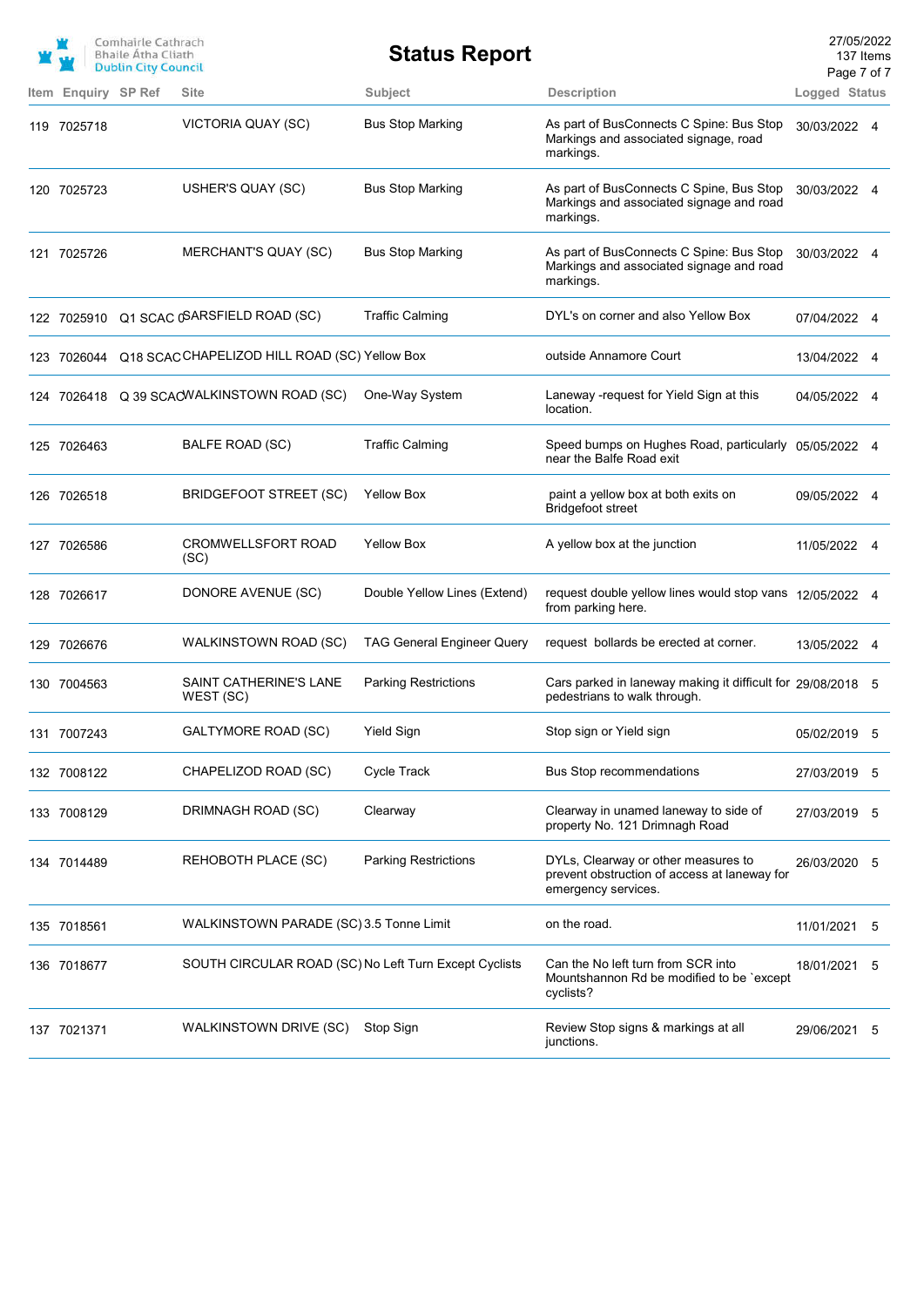# Status Report

| Item | Enquiry | SP Ref | Site | Subject | Description | Logged | Status |
|---|---|---|---|---|---|---|---|
| 119 | 7025718 | | VICTORIA QUAY (SC) | Bus Stop Marking | As part of BusConnects C Spine: Bus Stop Markings and associated signage, road markings. | 30/03/2022 | 4 |
| 120 | 7025723 | | USHER'S QUAY (SC) | Bus Stop Marking | As part of BusConnects C Spine, Bus Stop Markings and associated signage and road markings. | 30/03/2022 | 4 |
| 121 | 7025726 | | MERCHANT'S QUAY (SC) | Bus Stop Marking | As part of BusConnects C Spine: Bus Stop Markings and associated signage and road markings. | 30/03/2022 | 4 |
| 122 | 7025910 | Q1 SCAC 0 | SARSFIELD ROAD (SC) | Traffic Calming | DYL's on corner and also Yellow Box | 07/04/2022 | 4 |
| 123 | 7026044 | Q18 SCAC | CHAPELIZOD HILL ROAD (SC) | Yellow Box | outside Annamore Court | 13/04/2022 | 4 |
| 124 | 7026418 | Q 39 SCAC | WALKINSTOWN ROAD (SC) | One-Way System | Laneway -request for Yield Sign at this location. | 04/05/2022 | 4 |
| 125 | 7026463 | | BALFE ROAD (SC) | Traffic Calming | Speed bumps on Hughes Road, particularly near the Balfe Road exit | 05/05/2022 | 4 |
| 126 | 7026518 | | BRIDGEFOOT STREET (SC) | Yellow Box | paint a yellow box at both exits on Bridgefoot street | 09/05/2022 | 4 |
| 127 | 7026586 | | CROMWELLSFORT ROAD (SC) | Yellow Box | A yellow box at the junction | 11/05/2022 | 4 |
| 128 | 7026617 | | DONORE AVENUE (SC) | Double Yellow Lines (Extend) | request double yellow lines would stop vans from parking here. | 12/05/2022 | 4 |
| 129 | 7026676 | | WALKINSTOWN ROAD (SC) | TAG General Engineer Query | request bollards be erected at corner. | 13/05/2022 | 4 |
| 130 | 7004563 | | SAINT CATHERINE'S LANE WEST (SC) | Parking Restrictions | Cars parked in laneway making it difficult for pedestrians to walk through. | 29/08/2018 | 5 |
| 131 | 7007243 | | GALTYMORE ROAD (SC) | Yield Sign | Stop sign or Yield sign | 05/02/2019 | 5 |
| 132 | 7008122 | | CHAPELIZOD ROAD (SC) | Cycle Track | Bus Stop recommendations | 27/03/2019 | 5 |
| 133 | 7008129 | | DRIMNAGH ROAD (SC) | Clearway | Clearway in unamed laneway to side of property No. 121 Drimnagh Road | 27/03/2019 | 5 |
| 134 | 7014489 | | REHOBOTH PLACE (SC) | Parking Restrictions | DYLs, Clearway or other measures to prevent obstruction of access at laneway for emergency services. | 26/03/2020 | 5 |
| 135 | 7018561 | | WALKINSTOWN PARADE (SC) | 3.5 Tonne Limit | on the road. | 11/01/2021 | 5 |
| 136 | 7018677 | | SOUTH CIRCULAR ROAD (SC) | No Left Turn Except Cyclists | Can the No left turn from SCR into Mountshannon Rd be modified to be `except cyclists? | 18/01/2021 | 5 |
| 137 | 7021371 | | WALKINSTOWN DRIVE (SC) | Stop Sign | Review Stop signs & markings at all junctions. | 29/06/2021 | 5 |